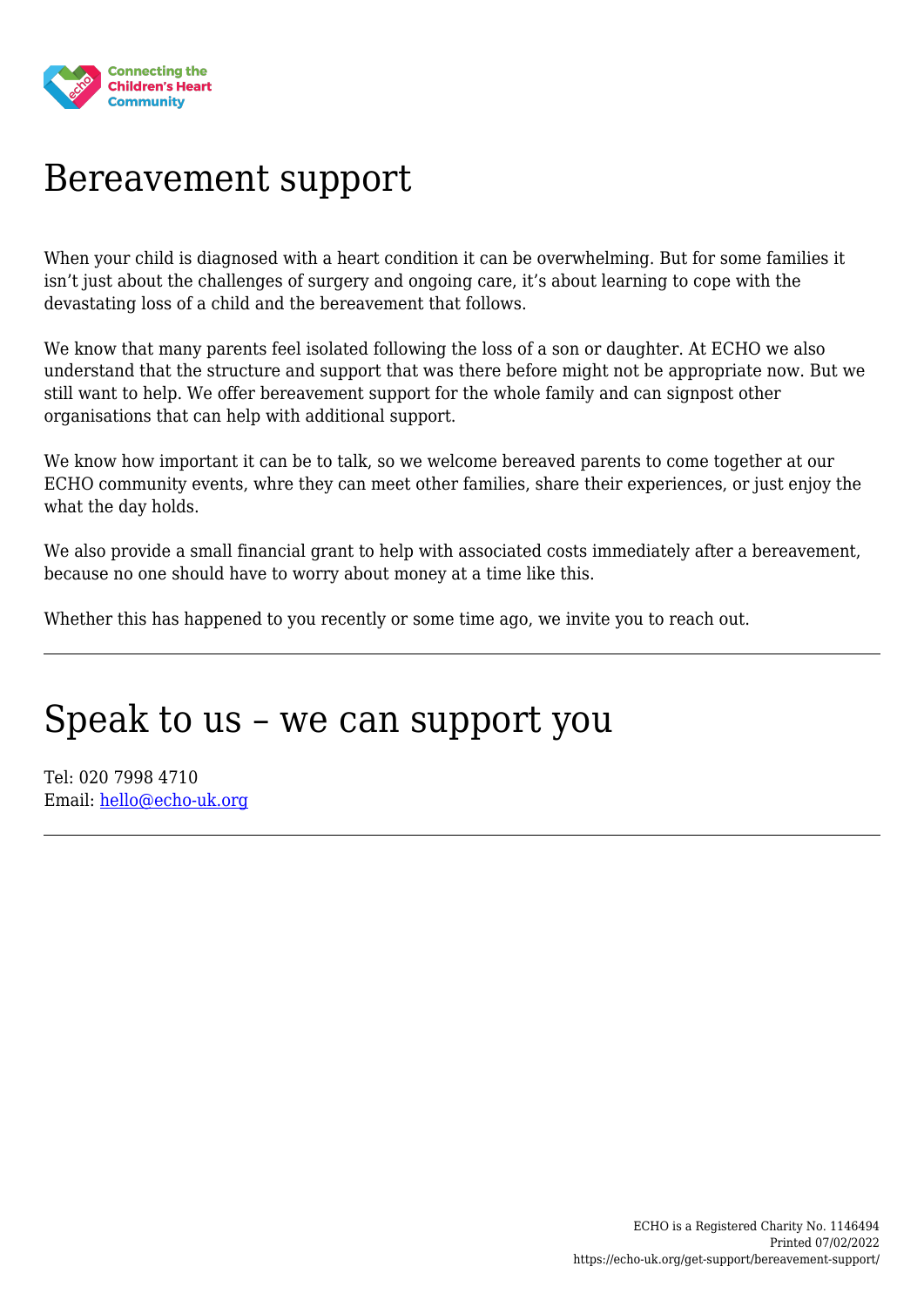Connecting the Children's Heart Community

# Bereavement support

When your child is diagnosed with a heart condition it can be overwhelming. But for some families it isn't just about the challenges of surgery and ongoing care, it's about learning to cope with the devastating loss of a child and the bereavement that follows.

We know that many parents feel isolated following the loss of a son or daughter. At ECHO we also understand that the structure and support that was there before might not be appropriate now. But we still want to help. We offer bereavement support for the whole family and can signpost other organisations that can help with additional support.

We know how important it can be to talk, so we welcome bereaved parents to come together at our ECHO community events, whre they can meet other families, share their experiences, or just enjoy the what the day holds.

We also provide a small financial grant to help with associated costs immediately after a bereavement, because no one should have to worry about money at a time like this.

Whether this has happened to you recently or some time ago, we invite you to reach out.

---

# Speak to us – we can support you

Tel: 020 7998 4710
Email: [hello@echo-uk.org](mailto:hello@echo-uk.org)

---

ECHO is a Registered Charity No. 1146494
Printed 07/02/2022
https://echo-uk.org/get-support/bereavement-support/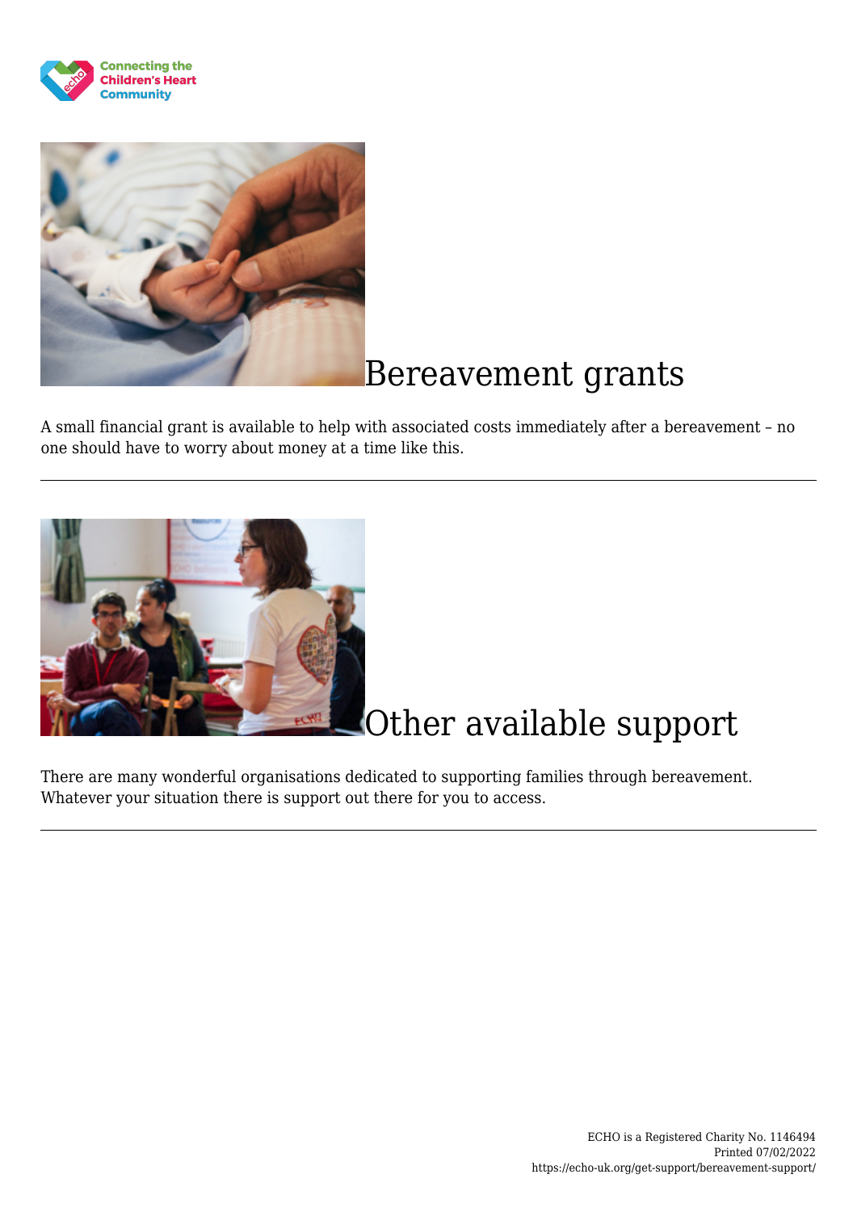## Bereavement grants

A small financial grant is available to help with associated costs immediately after a bereavement – no one should have to worry about money at a time like this.

---

## Other available support

There are many wonderful organisations dedicated to supporting families through bereavement. Whatever your situation there is support out there for you to access.

---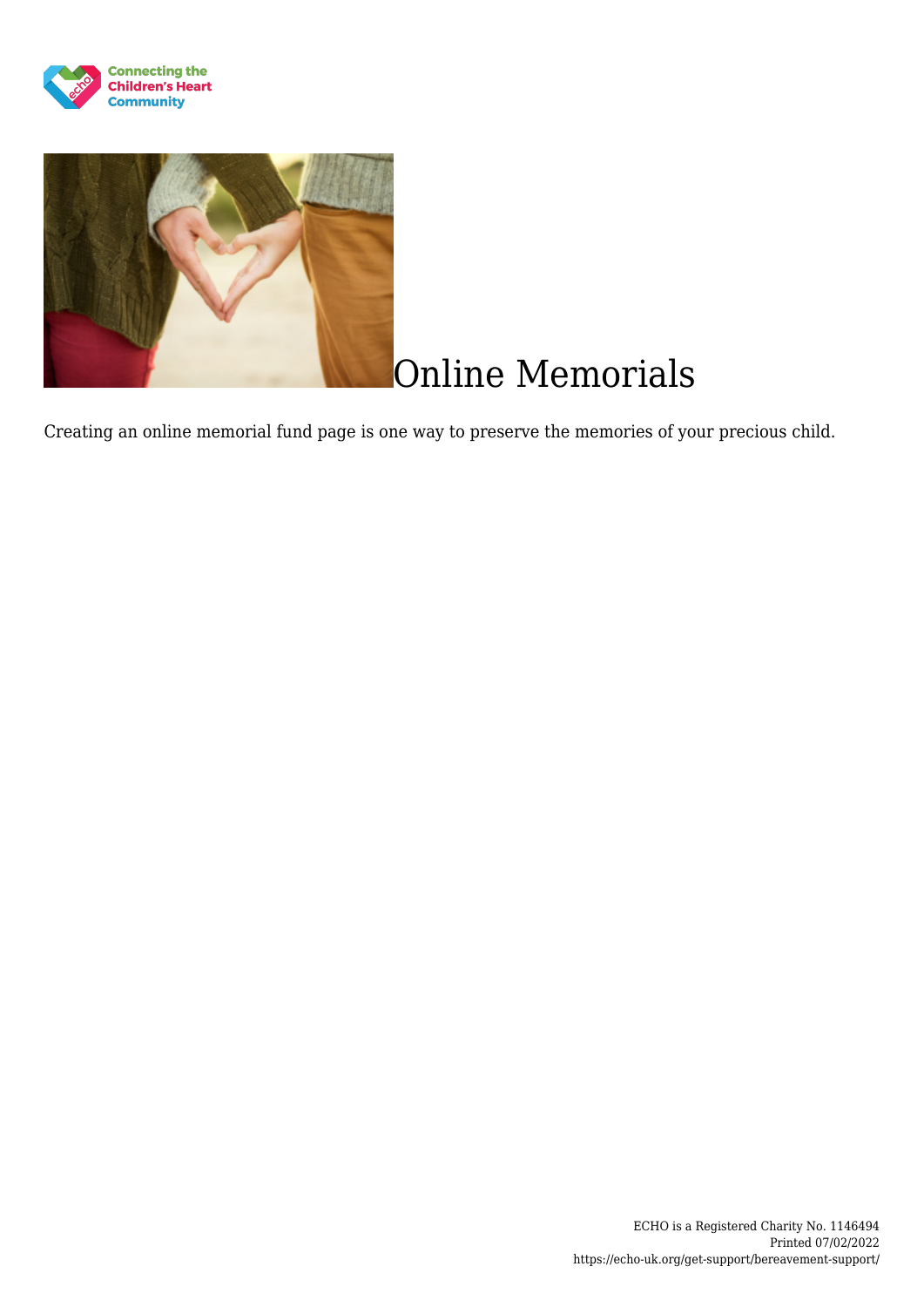# Online Memorials

Creating an online memorial fund page is one way to preserve the memories of your precious child.